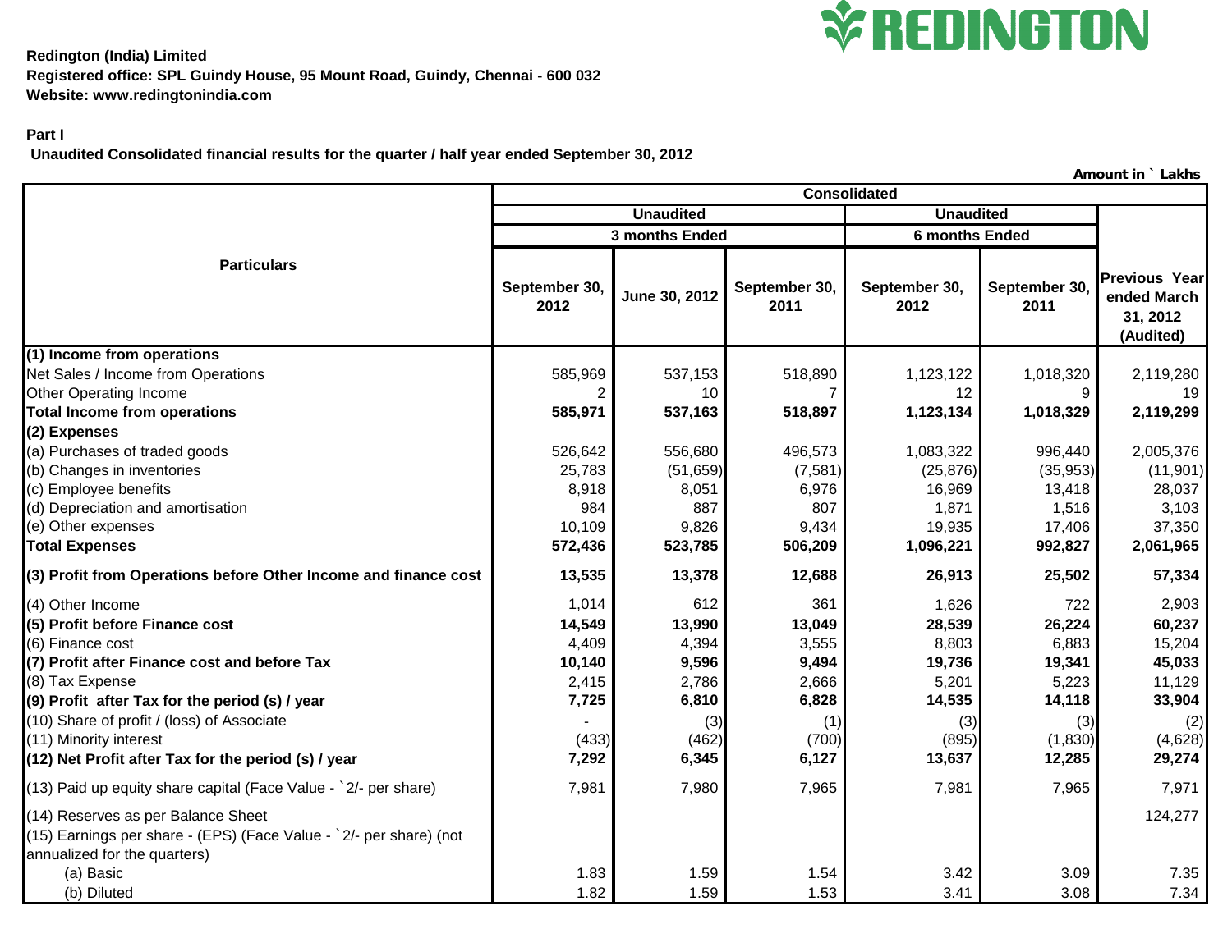**Redington (India) Limited**
**Registered office: SPL Guindy House, 95 Mount Road, Guindy, Chennai - 600 032**
**Website: www.redingtonindia.com**

**Part I**

**Unaudited Consolidated financial results for the quarter / half year ended September 30, 2012**

**Amount in ` Lakhs**

| Particulars | Consolidated | | | | | |
|---|---|---|---|---|---|---|
| | Unaudited | | | Unaudited | | Previous Year ended March 31, 2012 (Audited) |
| | 3 months Ended | | | 6 months Ended | | |
| | September 30, 2012 | June 30, 2012 | September 30, 2011 | September 30, 2012 | September 30, 2011 | |
| **(1) Income from operations** | | | | | | |
| Net Sales / Income from Operations | 585,969 | 537,153 | 518,890 | 1,123,122 | 1,018,320 | 2,119,280 |
| Other Operating Income | 2 | 10 | 7 | 12 | 9 | 19 |
| **Total Income from operations** | **585,971** | **537,163** | **518,897** | **1,123,134** | **1,018,329** | **2,119,299** |
| **(2) Expenses** | | | | | | |
| (a) Purchases of traded goods | 526,642 | 556,680 | 496,573 | 1,083,322 | 996,440 | 2,005,376 |
| (b) Changes in inventories | 25,783 | (51,659) | (7,581) | (25,876) | (35,953) | (11,901) |
| (c) Employee benefits | 8,918 | 8,051 | 6,976 | 16,969 | 13,418 | 28,037 |
| (d) Depreciation and amortisation | 984 | 887 | 807 | 1,871 | 1,516 | 3,103 |
| (e) Other expenses | 10,109 | 9,826 | 9,434 | 19,935 | 17,406 | 37,350 |
| **Total Expenses** | **572,436** | **523,785** | **506,209** | **1,096,221** | **992,827** | **2,061,965** |
| **(3) Profit from Operations before Other Income and finance cost** | **13,535** | **13,378** | **12,688** | **26,913** | **25,502** | **57,334** |
| (4) Other Income | 1,014 | 612 | 361 | 1,626 | 722 | 2,903 |
| **(5) Profit before Finance cost** | **14,549** | **13,990** | **13,049** | **28,539** | **26,224** | **60,237** |
| (6) Finance cost | 4,409 | 4,394 | 3,555 | 8,803 | 6,883 | 15,204 |
| **(7) Profit after Finance cost and before Tax** | **10,140** | **9,596** | **9,494** | **19,736** | **19,341** | **45,033** |
| (8) Tax Expense | 2,415 | 2,786 | 2,666 | 5,201 | 5,223 | 11,129 |
| **(9) Profit after Tax for the period (s) / year** | **7,725** | **6,810** | **6,828** | **14,535** | **14,118** | **33,904** |
| (10) Share of profit / (loss) of Associate | - | (3) | (1) | (3) | (3) | (2) |
| (11) Minority interest | (433) | (462) | (700) | (895) | (1,830) | (4,628) |
| **(12) Net Profit after Tax for the period (s) / year** | **7,292** | **6,345** | **6,127** | **13,637** | **12,285** | **29,274** |
| (13) Paid up equity share capital (Face Value - `2/- per share) | 7,981 | 7,980 | 7,965 | 7,981 | 7,965 | 7,971 |
| (14) Reserves as per Balance Sheet | | | | | | 124,277 |
| (15) Earnings per share - (EPS) (Face Value - `2/- per share) (not annualized for the quarters) | | | | | | |
| (a) Basic | 1.83 | 1.59 | 1.54 | 3.42 | 3.09 | 7.35 |
| (b) Diluted | 1.82 | 1.59 | 1.53 | 3.41 | 3.08 | 7.34 |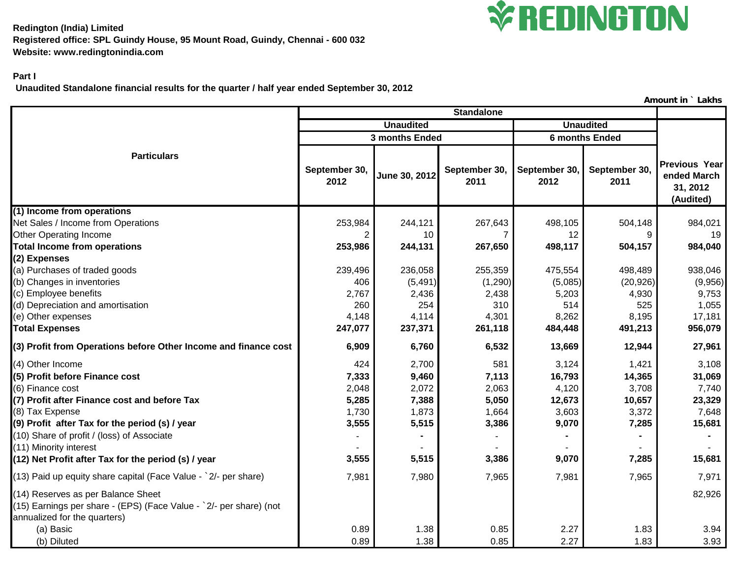**Redington (India) Limited**
**Registered office: SPL Guindy House, 95 Mount Road, Guindy, Chennai - 600 032**
**Website: www.redingtonindia.com**

REDINGTON

**Part I**

**Unaudited Standalone financial results for the quarter / half year ended September 30, 2012**

**Amount in ` Lakhs**

| Particulars | Standalone | | | | | |
|---|---|---|---|---|---|---|
| | Unaudited | | | Unaudited | | |
| | 3 months Ended | | | 6 months Ended | | |
| | September 30, 2012 | June 30, 2012 | September 30, 2011 | September 30, 2012 | September 30, 2011 | Previous Year ended March 31, 2012 (Audited) |
| **(1) Income from operations** | | | | | | |
| Net Sales / Income from Operations | 253,984 | 244,121 | 267,643 | 498,105 | 504,148 | 984,021 |
| Other Operating Income | 2 | 10 | 7 | 12 | 9 | 19 |
| **Total Income from operations** | **253,986** | **244,131** | **267,650** | **498,117** | **504,157** | **984,040** |
| **(2) Expenses** | | | | | | |
| (a) Purchases of traded goods | 239,496 | 236,058 | 255,359 | 475,554 | 498,489 | 938,046 |
| (b) Changes in inventories | 406 | (5,491) | (1,290) | (5,085) | (20,926) | (9,956) |
| (c) Employee benefits | 2,767 | 2,436 | 2,438 | 5,203 | 4,930 | 9,753 |
| (d) Depreciation and amortisation | 260 | 254 | 310 | 514 | 525 | 1,055 |
| (e) Other expenses | 4,148 | 4,114 | 4,301 | 8,262 | 8,195 | 17,181 |
| **Total Expenses** | **247,077** | **237,371** | **261,118** | **484,448** | **491,213** | **956,079** |
| **(3) Profit from Operations before Other Income and finance cost** | **6,909** | **6,760** | **6,532** | **13,669** | **12,944** | **27,961** |
| (4) Other Income | 424 | 2,700 | 581 | 3,124 | 1,421 | 3,108 |
| **(5) Profit before Finance cost** | **7,333** | **9,460** | **7,113** | **16,793** | **14,365** | **31,069** |
| (6) Finance cost | 2,048 | 2,072 | 2,063 | 4,120 | 3,708 | 7,740 |
| **(7) Profit after Finance cost and before Tax** | **5,285** | **7,388** | **5,050** | **12,673** | **10,657** | **23,329** |
| (8) Tax Expense | 1,730 | 1,873 | 1,664 | 3,603 | 3,372 | 7,648 |
| **(9) Profit after Tax for the period (s) / year** | **3,555** | **5,515** | **3,386** | **9,070** | **7,285** | **15,681** |
| (10) Share of profit / (loss) of Associate | - | - | - | - | - | - |
| (11) Minority interest | - | - | - | - | - | - |
| **(12) Net Profit after Tax for the period (s) / year** | **3,555** | **5,515** | **3,386** | **9,070** | **7,285** | **15,681** |
| (13) Paid up equity share capital (Face Value - `2/- per share) | 7,981 | 7,980 | 7,965 | 7,981 | 7,965 | 7,971 |
| (14) Reserves as per Balance Sheet | | | | | | 82,926 |
| (15) Earnings per share - (EPS) (Face Value - `2/- per share) (not annualized for the quarters) | | | | | | |
| (a) Basic | 0.89 | 1.38 | 0.85 | 2.27 | 1.83 | 3.94 |
| (b) Diluted | 0.89 | 1.38 | 0.85 | 2.27 | 1.83 | 3.93 |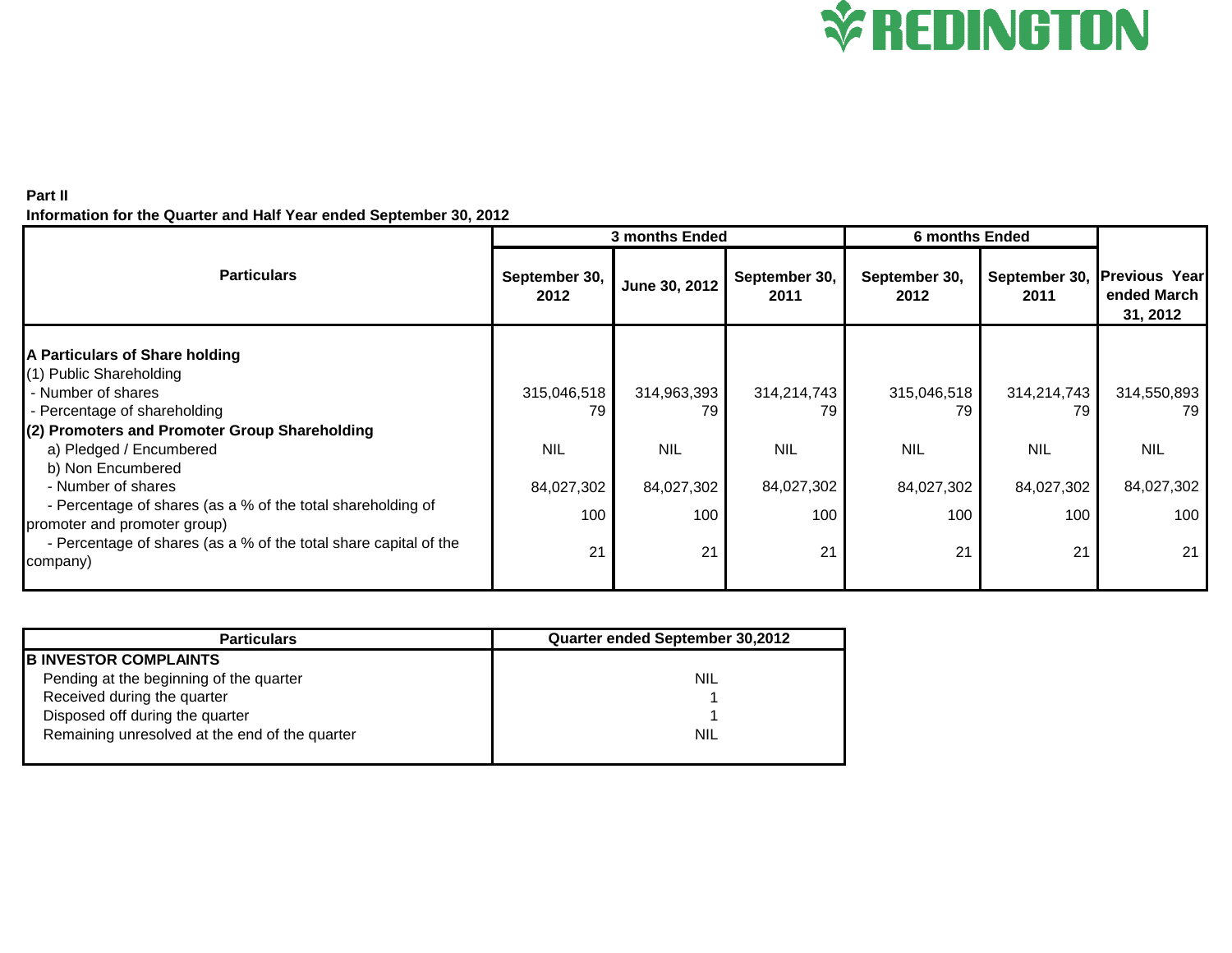**Part II**

**Information for the Quarter and Half Year ended September 30, 2012**

| Particulars | 3 months Ended | | | 6 months Ended | | Previous Year ended March 31, 2012 |
|---|---|---|---|---|---|---|
| | September 30, 2012 | June 30, 2012 | September 30, 2011 | September 30, 2012 | September 30, 2011 | |
| **A Particulars of Share holding** | | | | | | |
| (1) Public Shareholding | | | | | | |
| - Number of shares | 315,046,518 | 314,963,393 | 314,214,743 | 315,046,518 | 314,214,743 | 314,550,893 |
| - Percentage of shareholding | 79 | 79 | 79 | 79 | 79 | 79 |
| **(2) Promoters and Promoter Group Shareholding** | | | | | | |
| a) Pledged / Encumbered | NIL | NIL | NIL | NIL | NIL | NIL |
| b) Non Encumbered | | | | | | |
| - Number of shares | 84,027,302 | 84,027,302 | 84,027,302 | 84,027,302 | 84,027,302 | 84,027,302 |
| - Percentage of shares (as a % of the total shareholding of promoter and promoter group) | 100 | 100 | 100 | 100 | 100 | 100 |
| - Percentage of shares (as a % of the total share capital of the company) | 21 | 21 | 21 | 21 | 21 | 21 |

| Particulars | Quarter ended September 30,2012 |
|---|---|
| **B INVESTOR COMPLAINTS** | |
| Pending at the beginning of the quarter | NIL |
| Received during the quarter | 1 |
| Disposed off during the quarter | 1 |
| Remaining unresolved at the end of the quarter | NIL |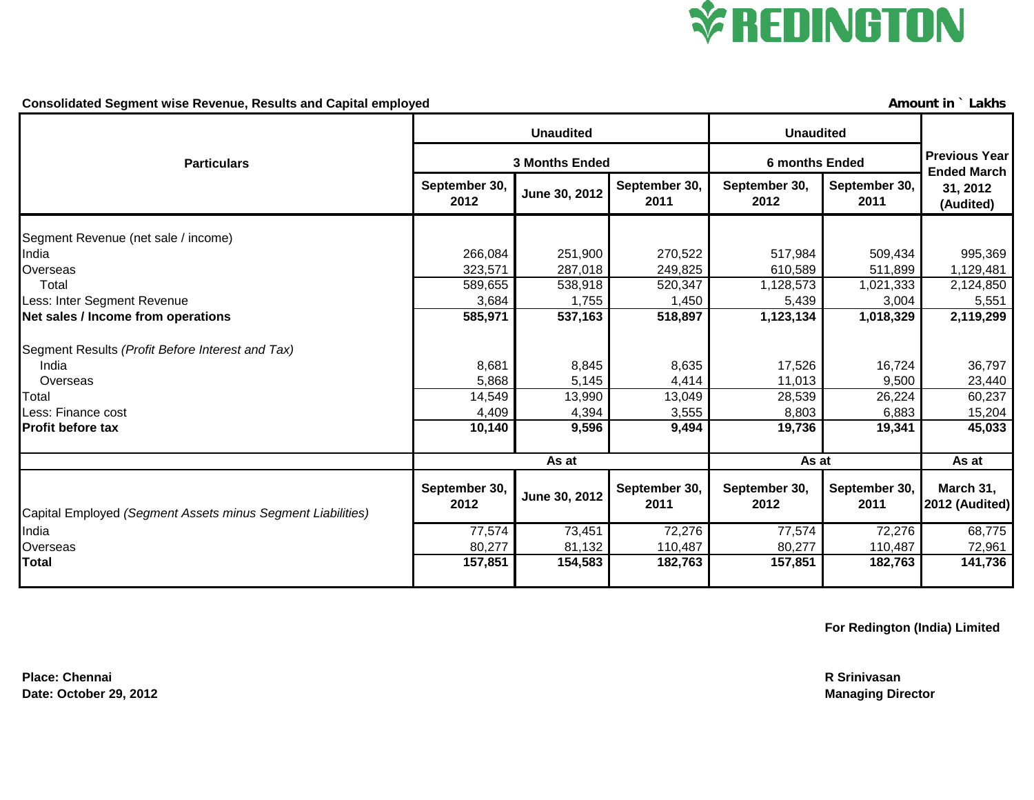REDINGTON

**Consolidated Segment wise Revenue, Results and Capital employed**

**Amount in ` Lakhs**

| Particulars | Unaudited | | | Unaudited | | Previous Year Ended March 31, 2012 (Audited) |
|---|---|---|---|---|---|---|
| | 3 Months Ended | | | 6 months Ended | | |
| | September 30, 2012 | June 30, 2012 | September 30, 2011 | September 30, 2012 | September 30, 2011 | |
| Segment Revenue (net sale / income) | | | | | | |
| India | 266,084 | 251,900 | 270,522 | 517,984 | 509,434 | 995,369 |
| Overseas | 323,571 | 287,018 | 249,825 | 610,589 | 511,899 | 1,129,481 |
| Total | 589,655 | 538,918 | 520,347 | 1,128,573 | 1,021,333 | 2,124,850 |
| Less: Inter Segment Revenue | 3,684 | 1,755 | 1,450 | 5,439 | 3,004 | 5,551 |
| **Net sales / Income from operations** | **585,971** | **537,163** | **518,897** | **1,123,134** | **1,018,329** | **2,119,299** |
| Segment Results *(Profit Before Interest and Tax)* | | | | | | |
| India | 8,681 | 8,845 | 8,635 | 17,526 | 16,724 | 36,797 |
| Overseas | 5,868 | 5,145 | 4,414 | 11,013 | 9,500 | 23,440 |
| Total | 14,549 | 13,990 | 13,049 | 28,539 | 26,224 | 60,237 |
| Less: Finance cost | 4,409 | 4,394 | 3,555 | 8,803 | 6,883 | 15,204 |
| **Profit before tax** | **10,140** | **9,596** | **9,494** | **19,736** | **19,341** | **45,033** |
| | **As at** | | | **As at** | | **As at** |
| Capital Employed *(Segment Assets minus Segment Liabilities)* | **September 30, 2012** | **June 30, 2012** | **September 30, 2011** | **September 30, 2012** | **September 30, 2011** | **March 31, 2012 (Audited)** |
| India | 77,574 | 73,451 | 72,276 | 77,574 | 72,276 | 68,775 |
| Overseas | 80,277 | 81,132 | 110,487 | 80,277 | 110,487 | 72,961 |
| **Total** | **157,851** | **154,583** | **182,763** | **157,851** | **182,763** | **141,736** |

**For Redington (India) Limited**

**Place: Chennai**
**Date: October 29, 2012**

**R Srinivasan**
**Managing Director**